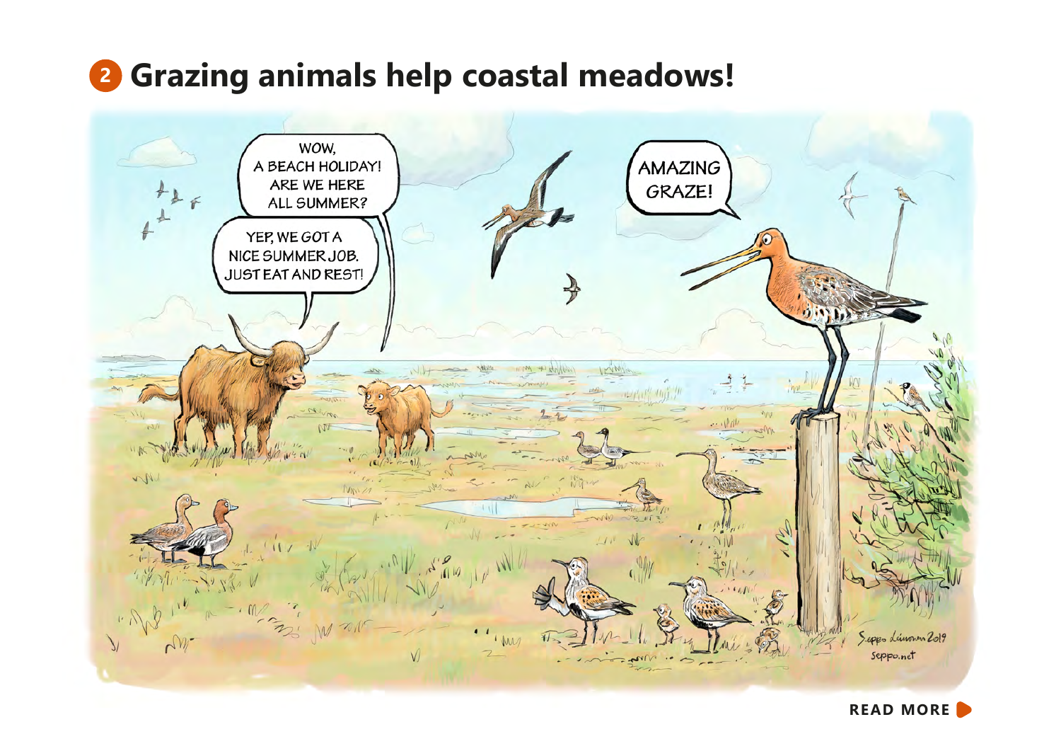## 2 Grazing animals help coastal meadows!

WOW, A BEACH HOLIDAY! ARE WE HERE ALL SUMMER?

YEP, WE GOT A NICE SUMMER JOB. JUST EAT AND REST!

AMAZING GRAZE!

Seppo Leinonen 2019
seppo.net

READ MORE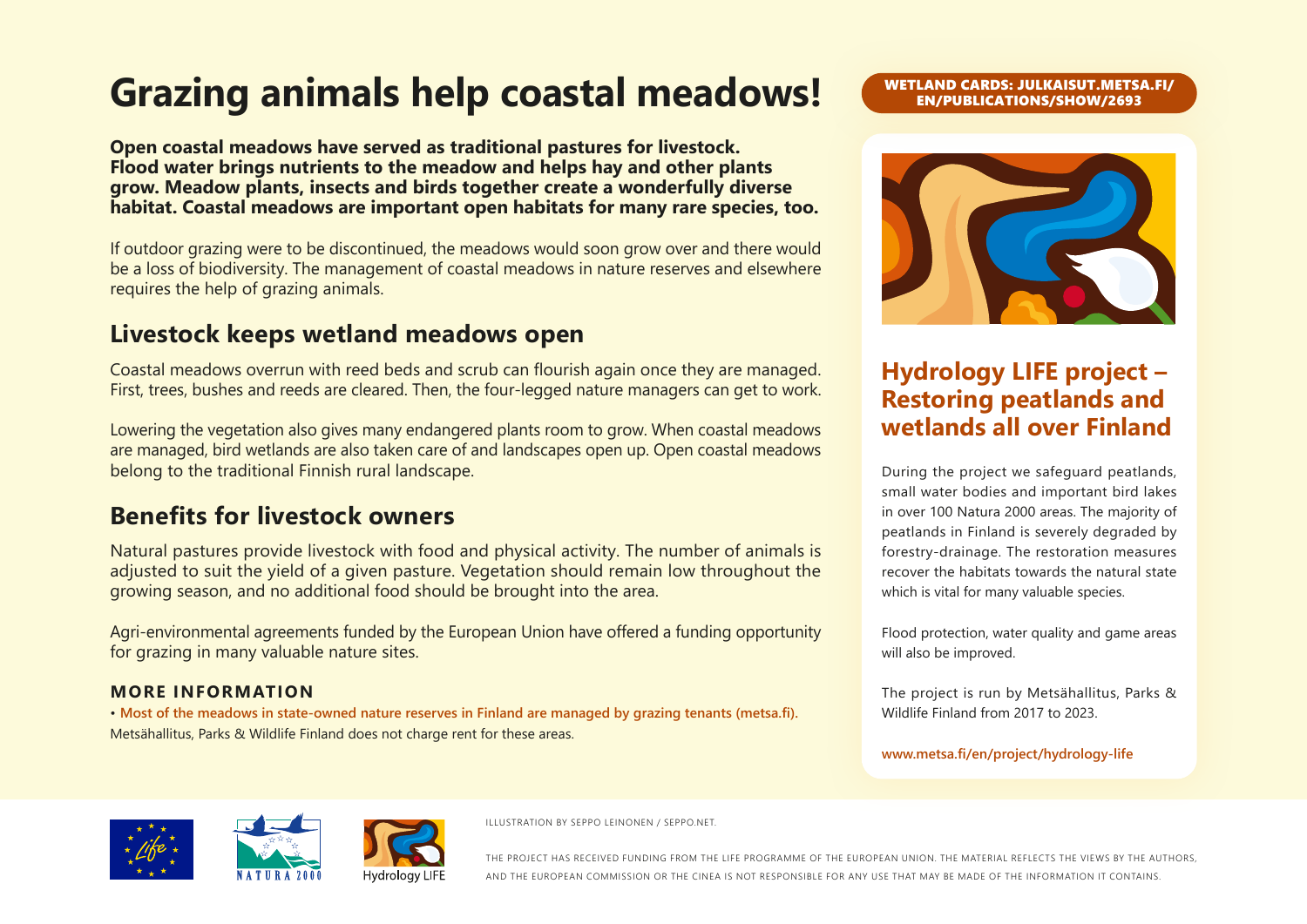# Grazing animals help coastal meadows!

**Open coastal meadows have served as traditional pastures for livestock. Flood water brings nutrients to the meadow and helps hay and other plants grow. Meadow plants, insects and birds together create a wonderfully diverse habitat. Coastal meadows are important open habitats for many rare species, too.**

If outdoor grazing were to be discontinued, the meadows would soon grow over and there would be a loss of biodiversity. The management of coastal meadows in nature reserves and elsewhere requires the help of grazing animals.

## Livestock keeps wetland meadows open

Coastal meadows overrun with reed beds and scrub can flourish again once they are managed. First, trees, bushes and reeds are cleared. Then, the four-legged nature managers can get to work.

Lowering the vegetation also gives many endangered plants room to grow. When coastal meadows are managed, bird wetlands are also taken care of and landscapes open up. Open coastal meadows belong to the traditional Finnish rural landscape.

## Benefits for livestock owners

Natural pastures provide livestock with food and physical activity. The number of animals is adjusted to suit the yield of a given pasture. Vegetation should remain low throughout the growing season, and no additional food should be brought into the area.

Agri-environmental agreements funded by the European Union have offered a funding opportunity for grazing in many valuable nature sites.

### MORE INFORMATION

- Most of the meadows in state-owned nature reserves in Finland are managed by grazing tenants (metsa.fi).

Metsähallitus, Parks & Wildlife Finland does not charge rent for these areas.

WETLAND CARDS: JULKAISUT.METSA.FI/EN/PUBLICATIONS/SHOW/2693

## Hydrology LIFE project – Restoring peatlands and wetlands all over Finland

During the project we safeguard peatlands, small water bodies and important bird lakes in over 100 Natura 2000 areas. The majority of peatlands in Finland is severely degraded by forestry-drainage. The restoration measures recover the habitats towards the natural state which is vital for many valuable species.

Flood protection, water quality and game areas will also be improved.

The project is run by Metsähallitus, Parks & Wildlife Finland from 2017 to 2023.

www.metsa.fi/en/project/hydrology-life

ILLUSTRATION BY SEPPO LEINONEN / SEPPO.NET.

THE PROJECT HAS RECEIVED FUNDING FROM THE LIFE PROGRAMME OF THE EUROPEAN UNION. THE MATERIAL REFLECTS THE VIEWS BY THE AUTHORS, AND THE EUROPEAN COMMISSION OR THE CINEA IS NOT RESPONSIBLE FOR ANY USE THAT MAY BE MADE OF THE INFORMATION IT CONTAINS.